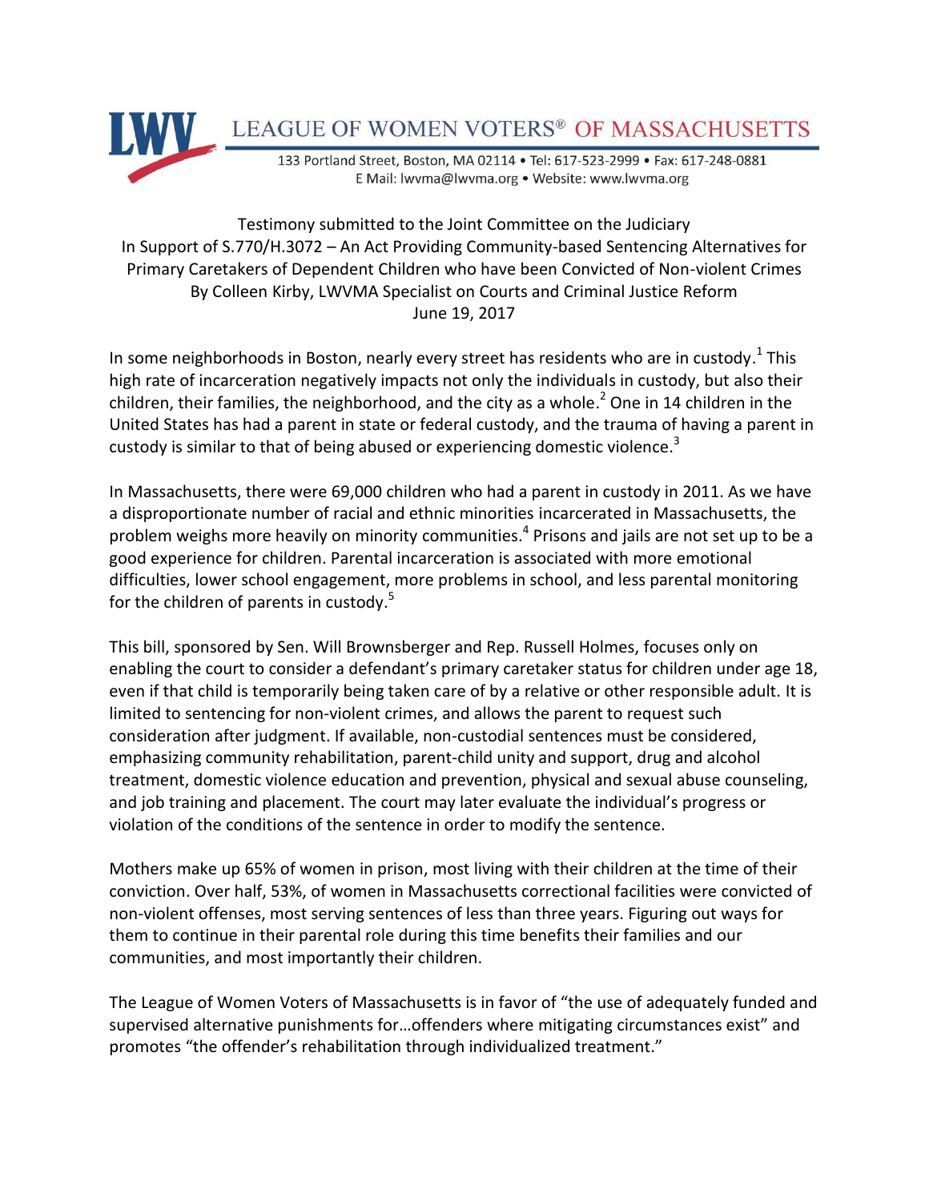# LEAGUE OF WOMEN VOTERS® OF MASSACHUSETTS

133 Portland Street, Boston, MA 02114 • Tel: 617-523-2999 • Fax: 617-248-0881
E Mail: lwvma@lwvma.org • Website: www.lwvma.org

Testimony submitted to the Joint Committee on the Judiciary
In Support of S.770/H.3072 – An Act Providing Community-based Sentencing Alternatives for Primary Caretakers of Dependent Children who have been Convicted of Non-violent Crimes
By Colleen Kirby, LWVMA Specialist on Courts and Criminal Justice Reform
June 19, 2017

In some neighborhoods in Boston, nearly every street has residents who are in custody.[1] This high rate of incarceration negatively impacts not only the individuals in custody, but also their children, their families, the neighborhood, and the city as a whole.[2] One in 14 children in the United States has had a parent in state or federal custody, and the trauma of having a parent in custody is similar to that of being abused or experiencing domestic violence.[3]

In Massachusetts, there were 69,000 children who had a parent in custody in 2011. As we have a disproportionate number of racial and ethnic minorities incarcerated in Massachusetts, the problem weighs more heavily on minority communities.[4] Prisons and jails are not set up to be a good experience for children. Parental incarceration is associated with more emotional difficulties, lower school engagement, more problems in school, and less parental monitoring for the children of parents in custody.[5]

This bill, sponsored by Sen. Will Brownsberger and Rep. Russell Holmes, focuses only on enabling the court to consider a defendant's primary caretaker status for children under age 18, even if that child is temporarily being taken care of by a relative or other responsible adult. It is limited to sentencing for non-violent crimes, and allows the parent to request such consideration after judgment. If available, non-custodial sentences must be considered, emphasizing community rehabilitation, parent-child unity and support, drug and alcohol treatment, domestic violence education and prevention, physical and sexual abuse counseling, and job training and placement. The court may later evaluate the individual's progress or violation of the conditions of the sentence in order to modify the sentence.

Mothers make up 65% of women in prison, most living with their children at the time of their conviction. Over half, 53%, of women in Massachusetts correctional facilities were convicted of non-violent offenses, most serving sentences of less than three years. Figuring out ways for them to continue in their parental role during this time benefits their families and our communities, and most importantly their children.

The League of Women Voters of Massachusetts is in favor of "the use of adequately funded and supervised alternative punishments for…offenders where mitigating circumstances exist" and promotes "the offender's rehabilitation through individualized treatment."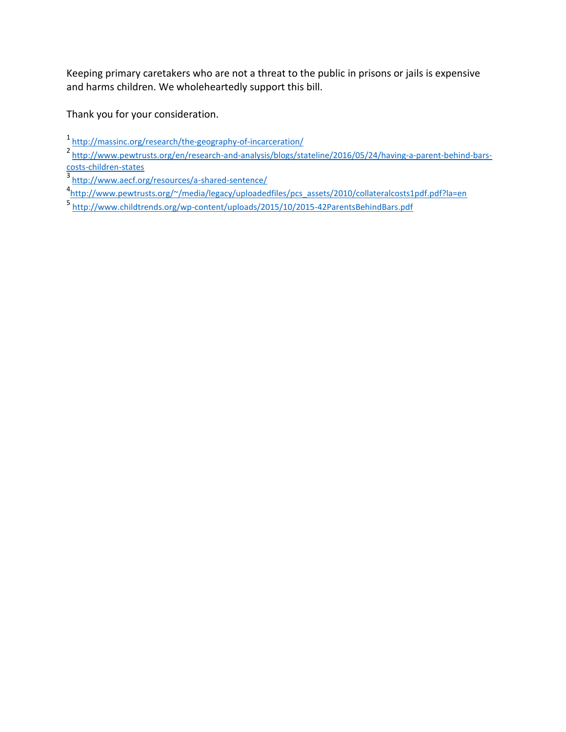Keeping primary caretakers who are not a threat to the public in prisons or jails is expensive and harms children. We wholeheartedly support this bill.

Thank you for your consideration.

[1] http://massinc.org/research/the-geography-of-incarceration/

[2] http://www.pewtrusts.org/en/research-and-analysis/blogs/stateline/2016/05/24/having-a-parent-behind-bars-costs-children-states

[3] http://www.aecf.org/resources/a-shared-sentence/

[4] http://www.pewtrusts.org/~/media/legacy/uploadedfiles/pcs_assets/2010/collateralcosts1pdf.pdf?la=en

[5] http://www.childtrends.org/wp-content/uploads/2015/10/2015-42ParentsBehindBars.pdf